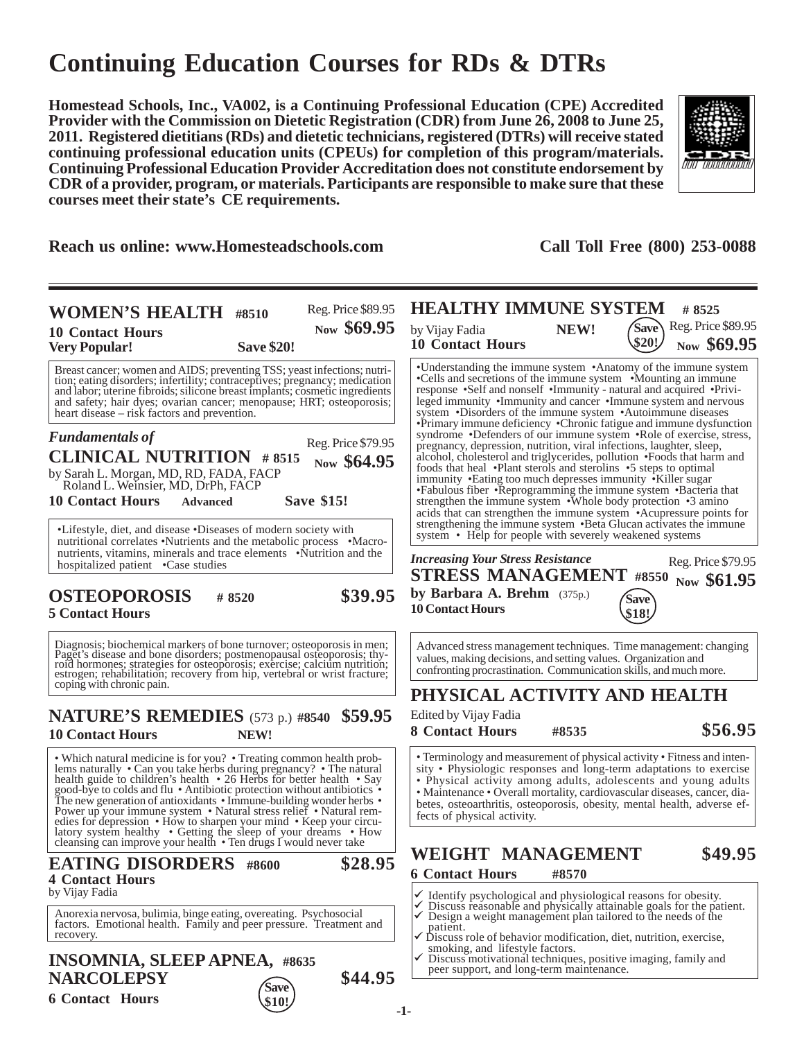# Continuing Education Courses for RDs & DTRs

**Homestead Schools, Inc., VA002, is a Continuing Professional Education (CPE) Accredited Provider with the Commission on Dietetic Registration (CDR) from June 26, 2008 to June 25, 2011. Registered dietitians (RDs) and dietetic technicians, registered (DTRs) will receive stated continuing professional education units (CPEUs) for completion of this program/materials. Continuing Professional Education Provider Accreditation does not constitute endorsement by CDR of a provider, program, or materials. Participants are responsible to make sure that these courses meet their state's CE requirements.**

**Reach us online: www.Homesteadschools.com** **Call Toll Free (800) 253-0088**

---

## WOMEN'S HEALTH #8510

Reg. Price $89.95 **Now $69.95**

**10 Contact Hours**

**Very Popular!** **Save $20!**

Breast cancer; women and AIDS; preventing TSS; yeast infections; nutrition; eating disorders; infertility; contraceptives; pregnancy; medication and labor; uterine fibroids; silicone breast implants; cosmetic ingredients and safety; hair dyes; ovarian cancer; menopause; HRT; osteoporosis; heart disease – risk factors and prevention.

## *Fundamentals of* CLINICAL NUTRITION # 8515

Reg. Price $79.95 **Now $64.95**

by Sarah L. Morgan, MD, RD, FADA, FACP
Roland L. Weinsier, MD, DrPh, FACP

**10 Contact Hours** **Advanced** **Save $15!**

•Lifestyle, diet, and disease •Diseases of modern society with nutritional correlates •Nutrients and the metabolic process •Macronutrients, vitamins, minerals and trace elements •Nutrition and the hospitalized patient •Case studies

## OSTEOPOROSIS # 8520

**$39.95**

**5 Contact Hours**

Diagnosis; biochemical markers of bone turnover; osteoporosis in men; Paget's disease and bone disorders; postmenopausal osteoporosis; thyroid hormones; strategies for osteoporosis; exercise; calcium nutrition; estrogen; rehabilitation; recovery from hip, vertebral or wrist fracture; coping with chronic pain.

## NATURE'S REMEDIES (573 p.) #8540

**$59.95**

**10 Contact Hours** **NEW!**

• Which natural medicine is for you? • Treating common health problems naturally • Can you take herbs during pregnancy? • The natural health guide to children's health • 26 Herbs for better health • Say good-bye to colds and flu • Antibiotic protection without antibiotics • The new generation of antioxidants • Immune-building wonder herbs • Power up your immune system • Natural stress relief • Natural remedies for depression • How to sharpen your mind • Keep your circulatory system healthy • Getting the sleep of your dreams • How cleansing can improve your health • Ten drugs I would never take

## EATING DISORDERS #8600

**$28.95**

**4 Contact Hours**

by Vijay Fadia

Anorexia nervosa, bulimia, binge eating, overeating. Psychosocial factors. Emotional health. Family and peer pressure. Treatment and recovery.

## INSOMNIA, SLEEP APNEA, NARCOLEPSY #8635

**$44.95** **Save $10!**

**6 Contact Hours**

## HEALTHY IMMUNE SYSTEM # 8525

Reg. Price $89.95 **Now $69.95** **Save $20!**

by Vijay Fadia **NEW!**

**10 Contact Hours**

•Understanding the immune system •Anatomy of the immune system •Cells and secretions of the immune system •Mounting an immune response •Self and nonself •Immunity - natural and acquired •Privileged immunity •Immunity and cancer •Immune system and nervous system •Disorders of the immune system •Autoimmune diseases •Primary immune deficiency •Chronic fatigue and immune dysfunction syndrome •Defenders of our immune system •Role of exercise, stress, pregnancy, depression, nutrition, viral infections, laughter, sleep, alcohol, cholesterol and triglycerides, pollution •Foods that harm and foods that heal •Plant sterols and sterolins •5 steps to optimal immunity •Eating too much depresses immunity •Killer sugar •Fabulous fiber •Reprogramming the immune system •Bacteria that strengthen the immune system •Whole body protection •3 amino acids that can strengthen the immune system •Acupressure points for strengthening the immune system •Beta Glucan activates the immune system • Help for people with severely weakened systems

## *Increasing Your Stress Resistance* STRESS MANAGEMENT #8550

Reg. Price $79.95 **Now $61.95** **Save $18!**

**by Barbara A. Brehm** (375p.)

**10 Contact Hours**

Advanced stress management techniques. Time management: changing values, making decisions, and setting values. Organization and confronting procrastination. Communication skills, and much more.

## PHYSICAL ACTIVITY AND HEALTH

Edited by Vijay Fadia

**8 Contact Hours** **#8535** **$56.95**

• Terminology and measurement of physical activity • Fitness and intensity • Physiologic responses and long-term adaptations to exercise • Physical activity among adults, adolescents and young adults • Maintenance • Overall mortality, cardiovascular diseases, cancer, diabetes, osteoarthritis, osteoporosis, obesity, mental health, adverse effects of physical activity.

## WEIGHT MANAGEMENT

**$49.95**

**6 Contact Hours** **#8570**

- ✓ Identify psychological and physiological reasons for obesity.
- ✓ Discuss reasonable and physically attainable goals for the patient.
- ✓ Design a weight management plan tailored to the needs of the patient.
- ✓ Discuss role of behavior modification, diet, nutrition, exercise, smoking, and lifestyle factors.
- ✓ Discuss motivational techniques, positive imaging, family and peer support, and long-term maintenance.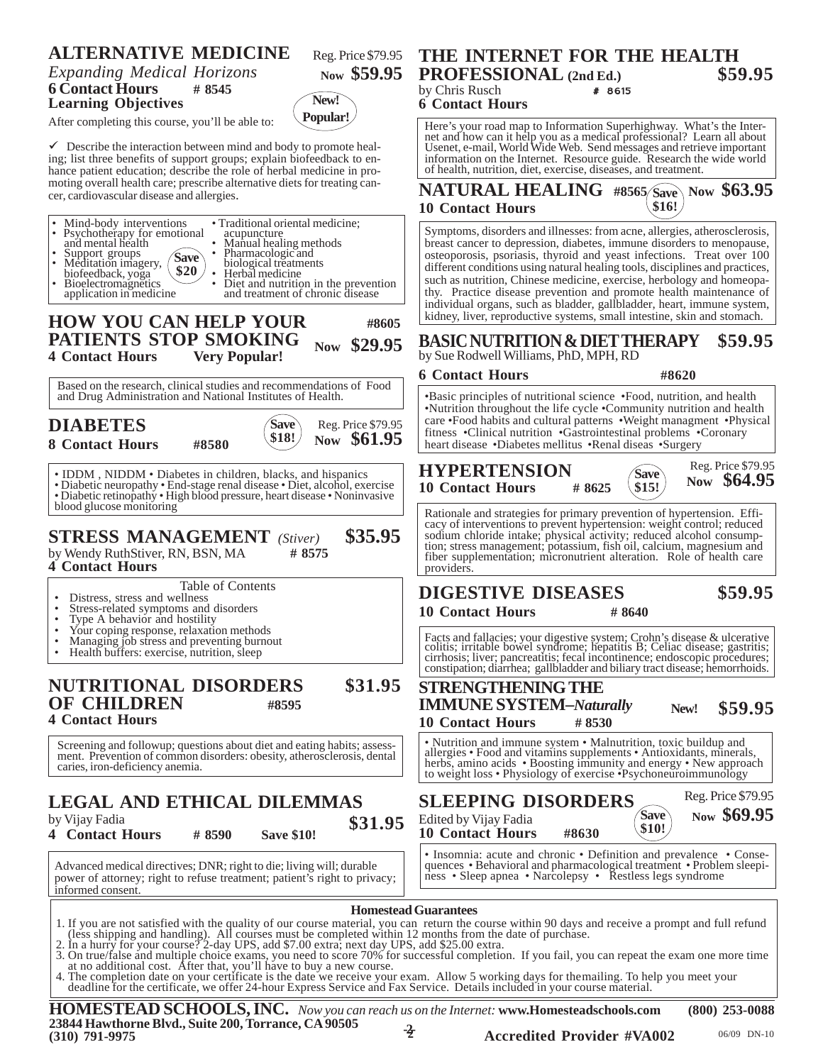## ALTERNATIVE MEDICINE

*Expanding Medical Horizons*

Reg. Price $79.95 **Now $59.95**

**6 Contact Hours # 8545**

**New! Popular!**

**Learning Objectives**

After completing this course, you'll be able to:

✓ Describe the interaction between mind and body to promote healing; list three benefits of support groups; explain biofeedback to enhance patient education; describe the role of herbal medicine in promoting overall health care; prescribe alternative diets for treating cancer, cardiovascular disease and allergies.

**Save $20**

- Mind-body interventions
- Psychotherapy for emotional and mental health
- Support groups
- Meditation imagery, biofeedback, yoga
- Bioelectromagnetics application in medicine
- Traditional oriental medicine; acupuncture
- Manual healing methods
- Pharmacologic and biological treatments
- Herbal medicine
- Diet and nutrition in the prevention and treatment of chronic disease

## HOW YOU CAN HELP YOUR PATIENTS STOP SMOKING

**#8605**

**4 Contact Hours Very Popular!** **Now $29.95**

Based on the research, clinical studies and recommendations of Food and Drug Administration and National Institutes of Health.

## DIABETES

**8 Contact Hours #8580**

**Save $18!** Reg. Price $79.95 **Now $61.95**

- IDDM , NIDDM • Diabetes in children, blacks, and hispanics
- Diabetic neuropathy • End-stage renal disease • Diet, alcohol, exercise
- Diabetic retinopathy • High blood pressure, heart disease • Noninvasive blood glucose monitoring

## STRESS MANAGEMENT *(Stiver)* $35.95

by Wendy RuthStiver, RN, BSN, MA **# 8575**

**4 Contact Hours**

Table of Contents

- Distress, stress and wellness
- Stress-related symptoms and disorders
- Type A behavior and hostility
- Your coping response, relaxation methods
- Managing job stress and preventing burnout
- Health buffers: exercise, nutrition, sleep

## NUTRITIONAL DISORDERS OF CHILDREN $31.95

**#8595**

**4 Contact Hours**

Screening and followup; questions about diet and eating habits; assessment. Prevention of common disorders: obesity, atherosclerosis, dental caries, iron-deficiency anemia.

## LEGAL AND ETHICAL DILEMMAS

by Vijay Fadia **$31.95**

**4 Contact Hours # 8590 Save $10!**

Advanced medical directives; DNR; right to die; living will; durable power of attorney; right to refuse treatment; patient's right to privacy; informed consent.

## THE INTERNET FOR THE HEALTH PROFESSIONAL (2nd Ed.) $59.95

by Chris Rusch **# 8615**

**6 Contact Hours**

Here's your road map to Information Superhighway. What's the Internet and how can it help you as a medical professional? Learn all about Usenet, e-mail, World Wide Web. Send messages and retrieve important information on the Internet. Resource guide. Research the wide world of health, nutrition, diet, exercise, diseases, and treatment.

## NATURAL HEALING #8565

**Save $16!** **Now $63.95**

**10 Contact Hours**

Symptoms, disorders and illnesses: from acne, allergies, atherosclerosis, breast cancer to depression, diabetes, immune disorders to menopause, osteoporosis, psoriasis, thyroid and yeast infections. Treat over 100 different conditions using natural healing tools, disciplines and practices, such as nutrition, Chinese medicine, exercise, herbology and homeopathy. Practice disease prevention and promote health maintenance of individual organs, such as bladder, gallbladder, heart, immune system, kidney, liver, reproductive systems, small intestine, skin and stomach.

## BASIC NUTRITION & DIET THERAPY $59.95

by Sue Rodwell Williams, PhD, MPH, RD

**6 Contact Hours #8620**

•Basic principles of nutritional science •Food, nutrition, and health •Nutrition throughout the life cycle •Community nutrition and health care •Food habits and cultural patterns •Weight managment •Physical fitness •Clinical nutrition •Gastrointestinal problems •Coronary heart disease •Diabetes mellitus •Renal diseas •Surgery

## HYPERTENSION

**10 Contact Hours # 8625**

**Save $15!** Reg. Price $79.95 **Now $64.95**

Rationale and strategies for primary prevention of hypertension. Efficacy of interventions to prevent hypertension: weight control; reduced sodium chloride intake; physical activity; reduced alcohol consumption; stress management; potassium, fish oil, calcium, magnesium and fiber supplementation; micronutrient alteration. Role of health care providers.

## DIGESTIVE DISEASES $59.95

**10 Contact Hours # 8640**

Facts and fallacies; your digestive system; Crohn's disease & ulcerative colitis; irritable bowel syndrome; hepatitis B; Celiac disease; gastritis; cirrhosis; liver; pancreatitis; fecal incontinence; endoscopic procedures; constipation; diarrhea; gallbladder and biliary tract disease; hemorrhoids.

## STRENGTHENING THE IMMUNE SYSTEM–*Naturally*

**New! $59.95**

**10 Contact Hours # 8530**

• Nutrition and immune system • Malnutrition, toxic buildup and allergies • Food and vitamins supplements • Antioxidants, minerals, herbs, amino acids • Boosting immunity and energy • New approach to weight loss • Physiology of exercise •Psychoneuroimmunology

## SLEEPING DISORDERS

Edited by Vijay Fadia

**10 Contact Hours #8630**

**Save $10!** Reg. Price $79.95 **Now $69.95**

• Insomnia: acute and chronic • Definition and prevalence • Consequences • Behavioral and pharmacological treatment • Problem sleepiness • Sleep apnea • Narcolepsy • Restless legs syndrome

### Homestead Guarantees

1. If you are not satisfied with the quality of our course material, you can return the course within 90 days and receive a prompt and full refund (less shipping and handling). All courses must be completed within 12 months from the date of purchase.
2. In a hurry for your course? 2-day UPS, add $7.00 extra; next day UPS, add $25.00 extra.
3. On true/false and multiple choice exams, you need to score 70% for successful completion. If you fail, you can repeat the exam one more time at no additional cost. After that, you'll have to buy a new course.
4. The completion date on your certificate is the date we receive your exam. Allow 5 working days for themailing. To help you meet your deadline for the certificate, we offer 24-hour Express Service and Fax Service. Details included in your course material.

**HOMESTEAD SCHOOLS, INC.** *Now you can reach us on the Internet:* **www.Homesteadschools.com** **(800) 253-0088**

**23844 Hawthorne Blvd., Suite 200, Torrance, CA 90505**

**(310) 791-9975**

**Accredited Provider #VA002**

06/09 DN-10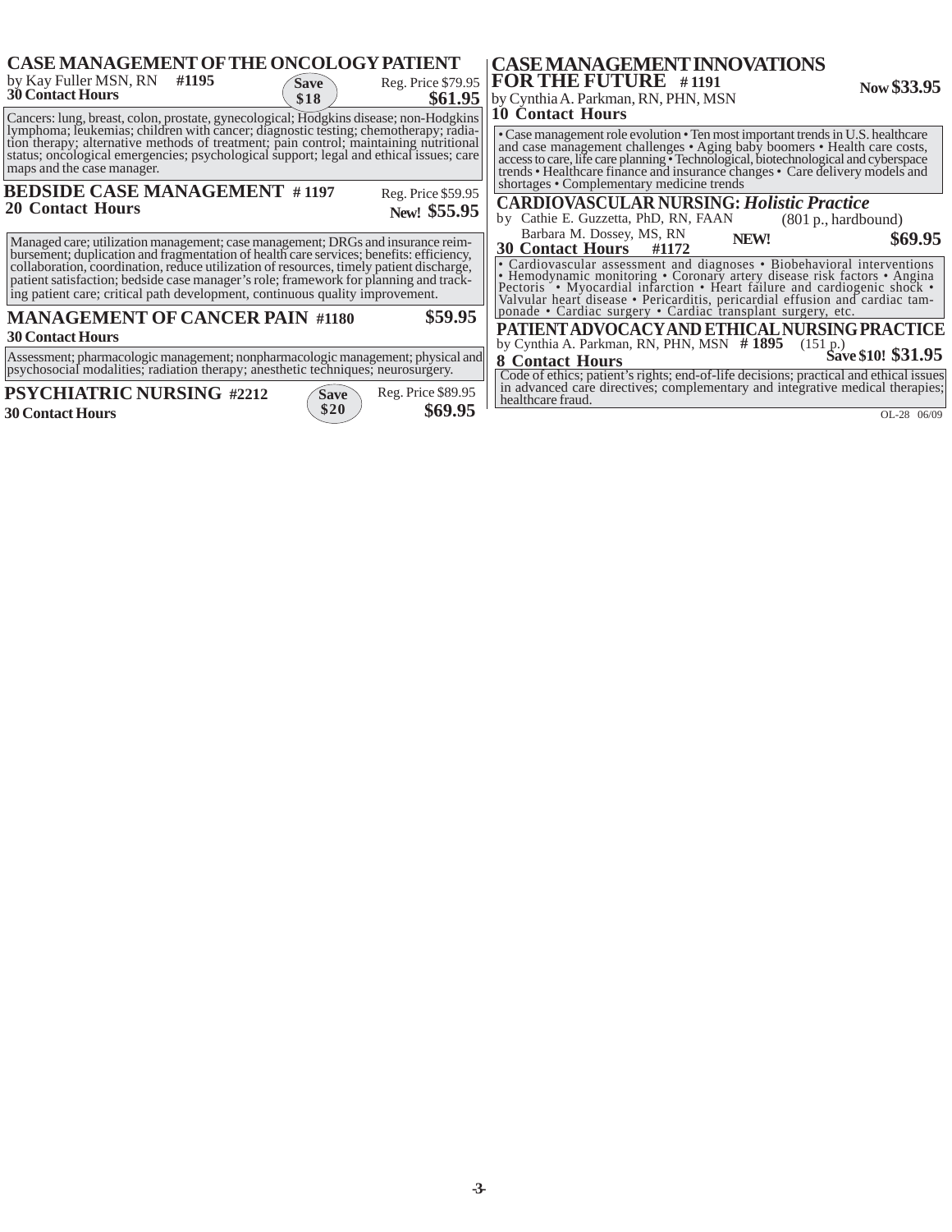## CASE MANAGEMENT OF THE ONCOLOGY PATIENT

by Kay Fuller MSN, RN **#1195**
**30 Contact Hours**
**Save $18**
Reg. Price $79.95
**$61.95**

Cancers: lung, breast, colon, prostate, gynecological; Hodgkins disease; non-Hodgkins lymphoma; leukemias; children with cancer; diagnostic testing; chemotherapy; radiation therapy; alternative methods of treatment; pain control; maintaining nutritional status; oncological emergencies; psychological support; legal and ethical issues; care maps and the case manager.

## BEDSIDE CASE MANAGEMENT # 1197

**20 Contact Hours**
Reg. Price $59.95
**New! $55.95**

Managed care; utilization management; case management; DRGs and insurance reimbursement; duplication and fragmentation of health care services; benefits: efficiency, collaboration, coordination, reduce utilization of resources, timely patient discharge, patient satisfaction; bedside case manager's role; framework for planning and tracking patient care; critical path development, continuous quality improvement.

## MANAGEMENT OF CANCER PAIN #1180

**$59.95**
**30 Contact Hours**

Assessment; pharmacologic management; nonpharmacologic management; physical and psychosocial modalities; radiation therapy; anesthetic techniques; neurosurgery.

## PSYCHIATRIC NURSING #2212

**30 Contact Hours**
**Save $20**
Reg. Price $89.95
**$69.95**

## CASE MANAGEMENT INNOVATIONS FOR THE FUTURE # 1191

by Cynthia A. Parkman, RN, PHN, MSN
**10 Contact Hours**
**Now $33.95**

• Case management role evolution • Ten most important trends in U.S. healthcare and case management challenges • Aging baby boomers • Health care costs, access to care, life care planning • Technological, biotechnological and cyberspace trends • Healthcare finance and insurance changes • Care delivery models and shortages • Complementary medicine trends

## CARDIOVASCULAR NURSING: *Holistic Practice*

by Cathie E. Guzzetta, PhD, RN, FAAN
Barbara M. Dossey, MS, RN
(801 p., hardbound)
**30 Contact Hours #1172**
**NEW!**
**$69.95**

• Cardiovascular assessment and diagnoses • Biobehavioral interventions • Hemodynamic monitoring • Coronary artery disease risk factors • Angina Pectoris • Myocardial infarction • Heart failure and cardiogenic shock • Valvular heart disease • Pericarditis, pericardial effusion and cardiac tamponade • Cardiac surgery • Cardiac transplant surgery, etc.

## PATIENT ADVOCACY AND ETHICAL NURSING PRACTICE

by Cynthia A. Parkman, RN, PHN, MSN **# 1895** (151 p.)
**8 Contact Hours**
**Save $10! $31.95**

Code of ethics; patient's rights; end-of-life decisions; practical and ethical issues in advanced care directives; complementary and integrative medical therapies; healthcare fraud.

OL-28 06/09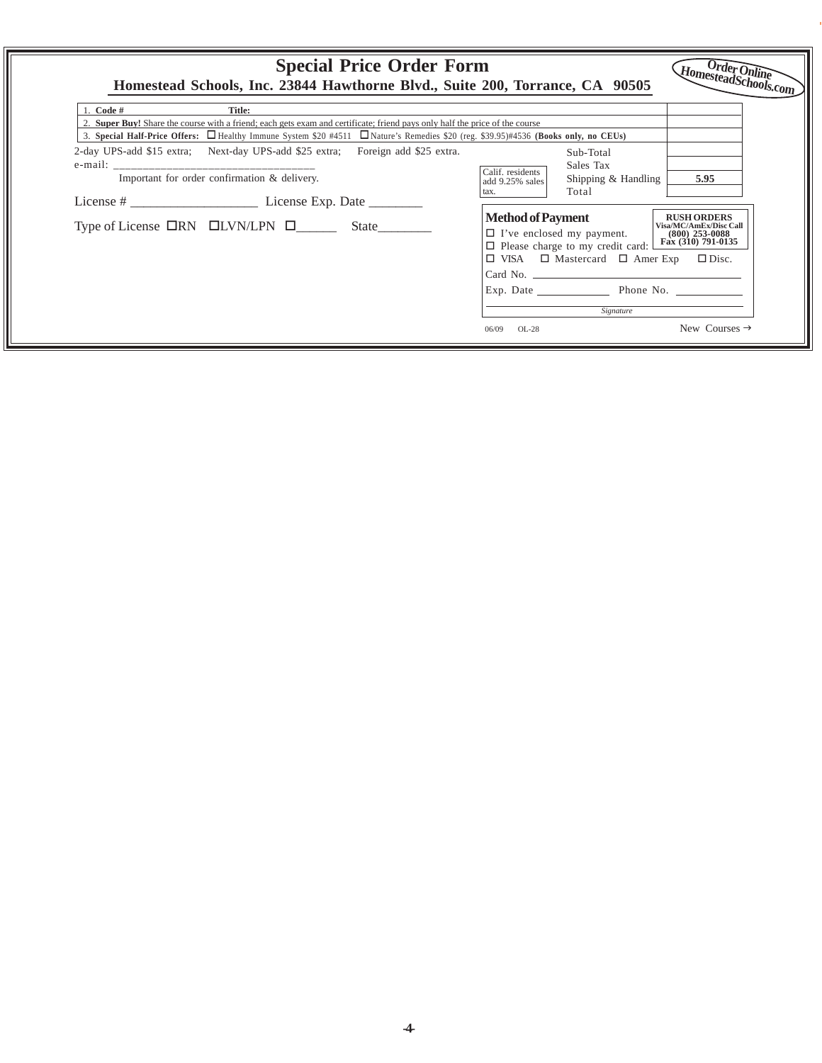# Special Price Order Form

**Homestead Schools, Inc. 23844 Hawthorne Blvd., Suite 200, Torrance, CA 90505**

**Order Online HomesteadSchools.com**

| | |
|---|---|
| 1. **Code #** **Title:** | |
| 2. **Super Buy!** Share the course with a friend; each gets exam and certificate; friend pays only half the price of the course | |
| 3. **Special Half-Price Offers:** ☐ Healthy Immune System $20 #4511 ☐ Nature's Remedies $20 (reg. $39.95)#4536 **(Books only, no CEUs)** | |

2-day UPS-add $15 extra; Next-day UPS-add $25 extra; Foreign add $25 extra.

e-mail: ___________________________________

Important for order confirmation & delivery.

Calif. residents add 9.25% sales tax.

| | |
|---|---|
| Sub-Total | |
| Sales Tax | |
| Shipping & Handling | 5.95 |
| Total | |

License # ___________________ License Exp. Date ________

Type of License ☐RN ☐LVN/LPN ☐______ State________

**Method of Payment**

☐ I've enclosed my payment.
☐ Please charge to my credit card:
☐ VISA ☐ Mastercard ☐ Amer Exp ☐ Disc.

Card No. ______________________________

Exp. Date ____________ Phone No. ____________

_Signature_

**RUSH ORDERS**
**Visa/MC/AmEx/Disc Call**
**(800) 253-0088**
**Fax (310) 791-0135**

06/09 OL-28

New Courses →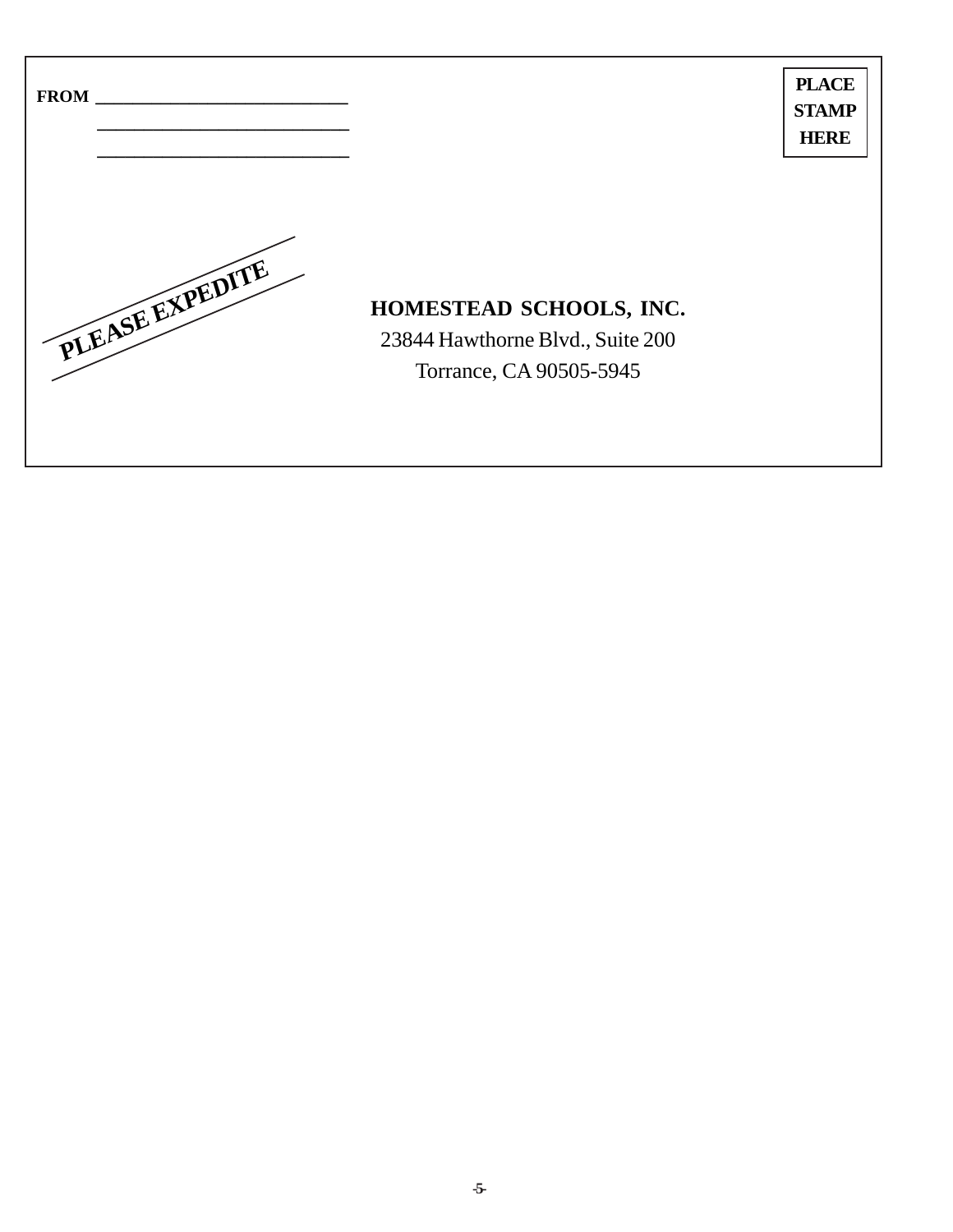**FROM** ______________________________

______________________________

______________________________

**PLACE STAMP HERE**

**PLEASE EXPEDITE**

**HOMESTEAD SCHOOLS, INC.**

23844 Hawthorne Blvd., Suite 200

Torrance, CA 90505-5945